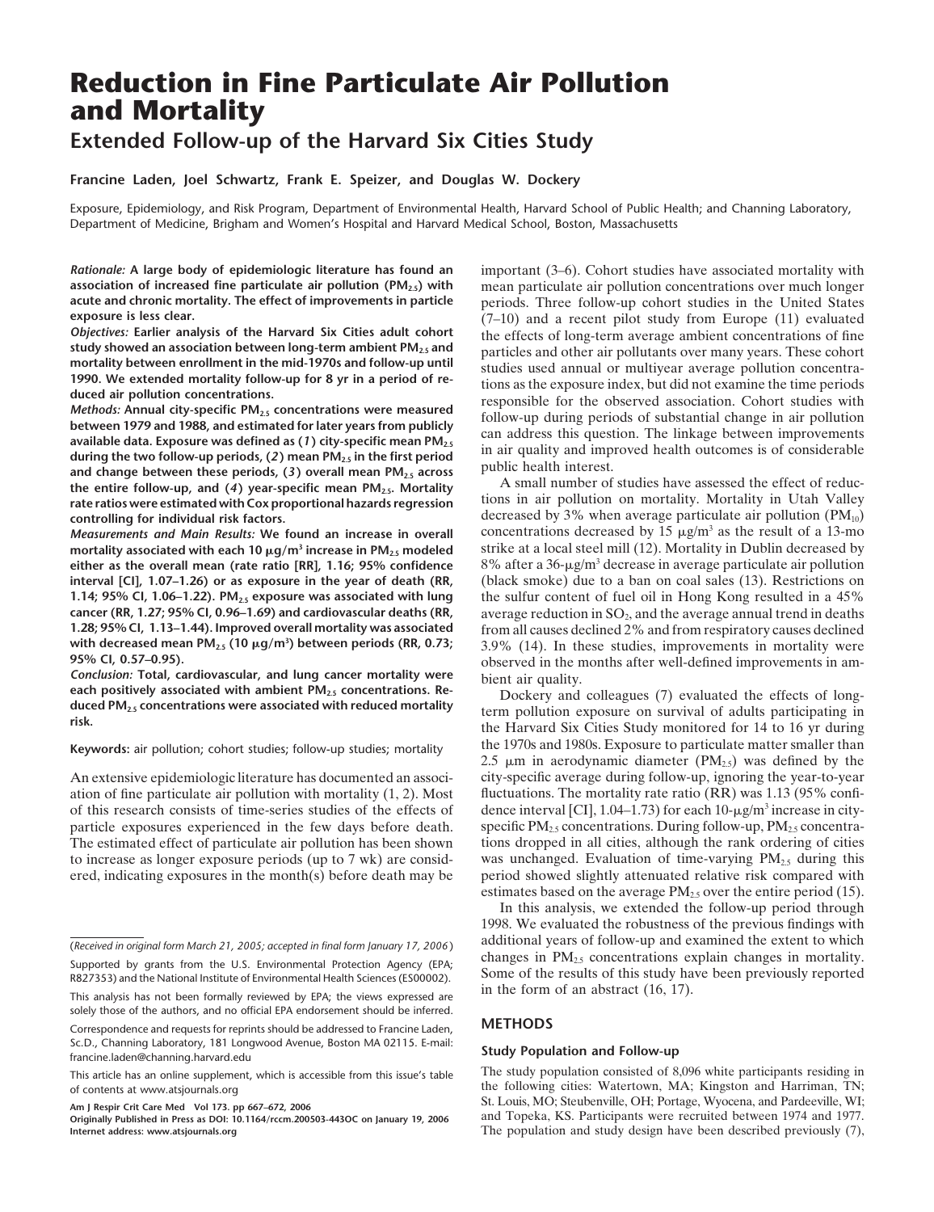# Reduction in Fine Particulate Air Pollution and Mortality

## Extended Follow-up of the Harvard Six Cities Study

**Francine Laden, Joel Schwartz, Frank E. Speizer, and Douglas W. Dockery**

Exposure, Epidemiology, and Risk Program, Department of Environmental Health, Harvard School of Public Health; and Channing Laboratory, Department of Medicine, Brigham and Women's Hospital and Harvard Medical School, Boston, Massachusetts

***Rationale:*** **A large body of epidemiologic literature has found an association of increased fine particulate air pollution ($PM_{2.5}$) with acute and chronic mortality. The effect of improvements in particle exposure is less clear.**

***Objectives:*** **Earlier analysis of the Harvard Six Cities adult cohort study showed an association between long-term ambient $PM_{2.5}$ and mortality between enrollment in the mid-1970s and follow-up until 1990. We extended mortality follow-up for 8 yr in a period of reduced air pollution concentrations.**

***Methods:*** **Annual city-specific $PM_{2.5}$ concentrations were measured between 1979 and 1988, and estimated for later years from publicly available data. Exposure was defined as (*1*) city-specific mean $PM_{2.5}$ during the two follow-up periods, (*2*) mean $PM_{2.5}$ in the first period and change between these periods, (*3*) overall mean $PM_{2.5}$ across the entire follow-up, and (*4*) year-specific mean $PM_{2.5}$. Mortality rate ratios were estimated with Cox proportional hazards regression controlling for individual risk factors.**

***Measurements and Main Results:*** **We found an increase in overall mortality associated with each 10 μg/m³ increase in $PM_{2.5}$ modeled either as the overall mean (rate ratio [RR], 1.16; 95% confidence interval [CI], 1.07–1.26) or as exposure in the year of death (RR, 1.14; 95% CI, 1.06–1.22). $PM_{2.5}$ exposure was associated with lung cancer (RR, 1.27; 95% CI, 0.96–1.69) and cardiovascular deaths (RR, 1.28; 95% CI, 1.13–1.44). Improved overall mortality was associated with decreased mean $PM_{2.5}$ (10 μg/m³) between periods (RR, 0.73; 95% CI, 0.57–0.95).**

***Conclusion:*** **Total, cardiovascular, and lung cancer mortality were each positively associated with ambient $PM_{2.5}$ concentrations. Reduced $PM_{2.5}$ concentrations were associated with reduced mortality risk.**

**Keywords:** air pollution; cohort studies; follow-up studies; mortality

An extensive epidemiologic literature has documented an association of fine particulate air pollution with mortality (1, 2). Most of this research consists of time-series studies of the effects of particle exposures experienced in the few days before death. The estimated effect of particulate air pollution has been shown to increase as longer exposure periods (up to 7 wk) are considered, indicating exposures in the month(s) before death may be important (3–6). Cohort studies have associated mortality with mean particulate air pollution concentrations over much longer periods. Three follow-up cohort studies in the United States (7–10) and a recent pilot study from Europe (11) evaluated the effects of long-term average ambient concentrations of fine particles and other air pollutants over many years. These cohort studies used annual or multiyear average pollution concentrations as the exposure index, but did not examine the time periods responsible for the observed association. Cohort studies with follow-up during periods of substantial change in air pollution can address this question. The linkage between improvements in air quality and improved health outcomes is of considerable public health interest.

A small number of studies have assessed the effect of reductions in air pollution on mortality. Mortality in Utah Valley decreased by 3% when average particulate air pollution ($PM_{10}$) concentrations decreased by 15 μg/m³ as the result of a 13-mo strike at a local steel mill (12). Mortality in Dublin decreased by 8% after a 36-μg/m³ decrease in average particulate air pollution (black smoke) due to a ban on coal sales (13). Restrictions on the sulfur content of fuel oil in Hong Kong resulted in a 45% average reduction in $SO_2$, and the average annual trend in deaths from all causes declined 2% and from respiratory causes declined 3.9% (14). In these studies, improvements in mortality were observed in the months after well-defined improvements in ambient air quality.

Dockery and colleagues (7) evaluated the effects of long-term pollution exposure on survival of adults participating in the Harvard Six Cities Study monitored for 14 to 16 yr during the 1970s and 1980s. Exposure to particulate matter smaller than 2.5 μm in aerodynamic diameter ($PM_{2.5}$) was defined by the city-specific average during follow-up, ignoring the year-to-year fluctuations. The mortality rate ratio (RR) was 1.13 (95% confidence interval [CI], 1.04–1.73) for each 10-μg/m³ increase in city-specific $PM_{2.5}$ concentrations. During follow-up, $PM_{2.5}$ concentrations dropped in all cities, although the rank ordering of cities was unchanged. Evaluation of time-varying $PM_{2.5}$ during this period showed slightly attenuated relative risk compared with estimates based on the average $PM_{2.5}$ over the entire period (15).

In this analysis, we extended the follow-up period through 1998. We evaluated the robustness of the previous findings with additional years of follow-up and examined the extent to which changes in $PM_{2.5}$ concentrations explain changes in mortality. Some of the results of this study have been previously reported in the form of an abstract (16, 17).

## METHODS

### Study Population and Follow-up

The study population consisted of 8,096 white participants residing in the following cities: Watertown, MA; Kingston and Harriman, TN; St. Louis, MO; Steubenville, OH; Portage, Wyocena, and Pardeeville, WI; and Topeka, KS. Participants were recruited between 1974 and 1977. The population and study design have been described previously (7),

(*Received in original form March 21, 2005; accepted in final form January 17, 2006*)

Supported by grants from the U.S. Environmental Protection Agency (EPA; R827353) and the National Institute of Environmental Health Sciences (ES00002).

This analysis has not been formally reviewed by EPA; the views expressed are solely those of the authors, and no official EPA endorsement should be inferred.

Correspondence and requests for reprints should be addressed to Francine Laden, Sc.D., Channing Laboratory, 181 Longwood Avenue, Boston MA 02115. E-mail: francine.laden@channing.harvard.edu

This article has an online supplement, which is accessible from this issue's table of contents at www.atsjournals.org

Am J Respir Crit Care Med Vol 173. pp 667–672, 2006
Originally Published in Press as DOI: 10.1164/rccm.200503-443OC on January 19, 2006
Internet address: www.atsjournals.org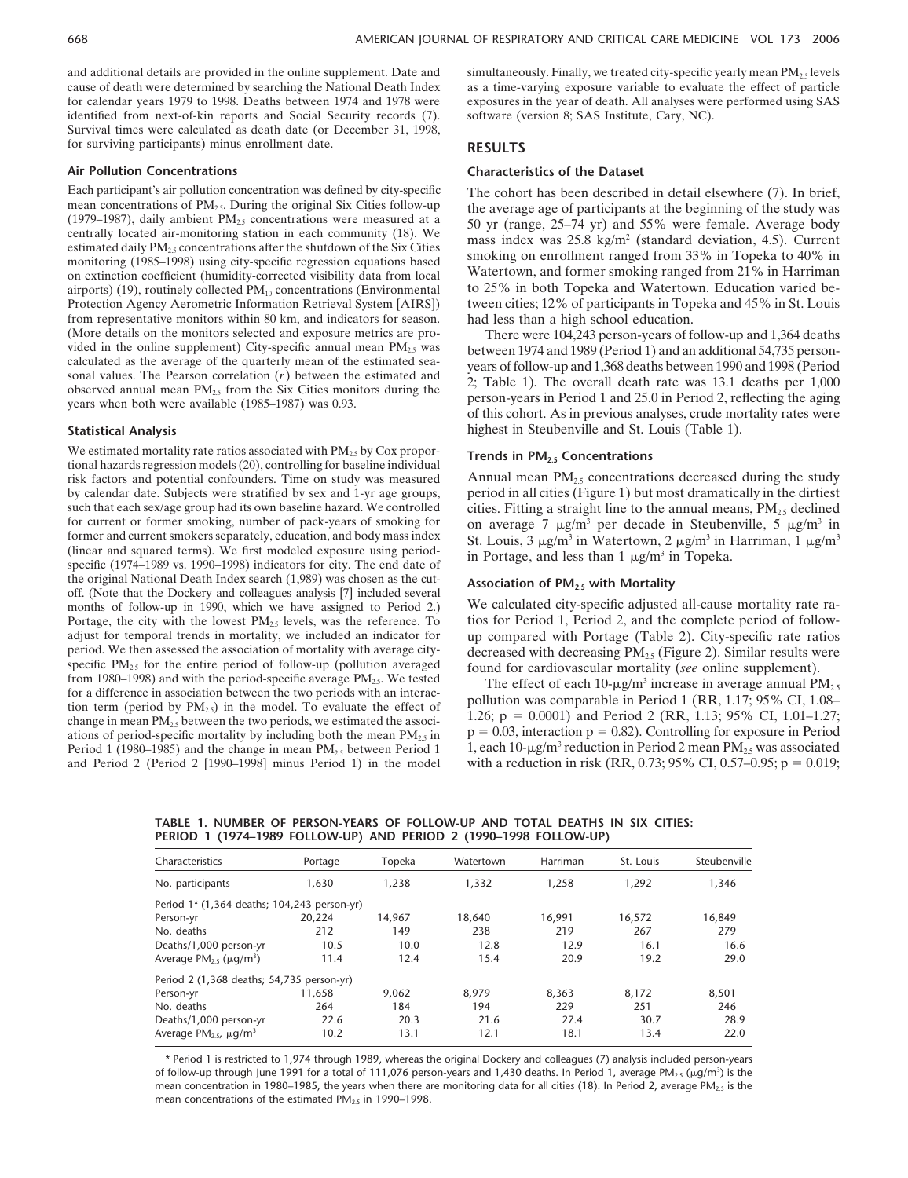and additional details are provided in the online supplement. Date and cause of death were determined by searching the National Death Index for calendar years 1979 to 1998. Deaths between 1974 and 1978 were identified from next-of-kin reports and Social Security records (7). Survival times were calculated as death date (or December 31, 1998, for surviving participants) minus enrollment date.

### Air Pollution Concentrations

Each participant's air pollution concentration was defined by city-specific mean concentrations of $PM_{2.5}$. During the original Six Cities follow-up (1979–1987), daily ambient $PM_{2.5}$ concentrations were measured at a centrally located air-monitoring station in each community (18). We estimated daily $PM_{2.5}$ concentrations after the shutdown of the Six Cities monitoring (1985–1998) using city-specific regression equations based on extinction coefficient (humidity-corrected visibility data from local airports) (19), routinely collected $PM_{10}$ concentrations (Environmental Protection Agency Aerometric Information Retrieval System [AIRS]) from representative monitors within 80 km, and indicators for season. (More details on the monitors selected and exposure metrics are provided in the online supplement) City-specific annual mean $PM_{2.5}$ was calculated as the average of the quarterly mean of the estimated seasonal values. The Pearson correlation ($r$) between the estimated and observed annual mean $PM_{2.5}$ from the Six Cities monitors during the years when both were available (1985–1987) was 0.93.

### Statistical Analysis

We estimated mortality rate ratios associated with $PM_{2.5}$ by Cox proportional hazards regression models (20), controlling for baseline individual risk factors and potential confounders. Time on study was measured by calendar date. Subjects were stratified by sex and 1-yr age groups, such that each sex/age group had its own baseline hazard. We controlled for current or former smoking, number of pack-years of smoking for former and current smokers separately, education, and body mass index (linear and squared terms). We first modeled exposure using period-specific (1974–1989 vs. 1990–1998) indicators for city. The end date of the original National Death Index search (1,989) was chosen as the cutoff. (Note that the Dockery and colleagues analysis [7] included several months of follow-up in 1990, which we have assigned to Period 2.) Portage, the city with the lowest $PM_{2.5}$ levels, was the reference. To adjust for temporal trends in mortality, we included an indicator for period. We then assessed the association of mortality with average city-specific $PM_{2.5}$ for the entire period of follow-up (pollution averaged from 1980–1998) and with the period-specific average $PM_{2.5}$. We tested for a difference in association between the two periods with an interaction term (period by $PM_{2.5}$) in the model. To evaluate the effect of change in mean $PM_{2.5}$ between the two periods, we estimated the associations of period-specific mortality by including both the mean $PM_{2.5}$ in Period 1 (1980–1985) and the change in mean $PM_{2.5}$ between Period 1 and Period 2 (Period 2 [1990–1998] minus Period 1) in the model simultaneously. Finally, we treated city-specific yearly mean $PM_{2.5}$ levels as a time-varying exposure variable to evaluate the effect of particle exposures in the year of death. All analyses were performed using SAS software (version 8; SAS Institute, Cary, NC).

## RESULTS

### Characteristics of the Dataset

The cohort has been described in detail elsewhere (7). In brief, the average age of participants at the beginning of the study was 50 yr (range, 25–74 yr) and 55% were female. Average body mass index was 25.8 kg/m$^2$ (standard deviation, 4.5). Current smoking on enrollment ranged from 33% in Topeka to 40% in Watertown, and former smoking ranged from 21% in Harriman to 25% in both Topeka and Watertown. Education varied between cities; 12% of participants in Topeka and 45% in St. Louis had less than a high school education.

There were 104,243 person-years of follow-up and 1,364 deaths between 1974 and 1989 (Period 1) and an additional 54,735 person-years of follow-up and 1,368 deaths between 1990 and 1998 (Period 2; Table 1). The overall death rate was 13.1 deaths per 1,000 person-years in Period 1 and 25.0 in Period 2, reflecting the aging of this cohort. As in previous analyses, crude mortality rates were highest in Steubenville and St. Louis (Table 1).

### Trends in $PM_{2.5}$ Concentrations

Annual mean $PM_{2.5}$ concentrations decreased during the study period in all cities (Figure 1) but most dramatically in the dirtiest cities. Fitting a straight line to the annual means, $PM_{2.5}$ declined on average 7 μg/m$^3$ per decade in Steubenville, 5 μg/m$^3$ in St. Louis, 3 μg/m$^3$ in Watertown, 2 μg/m$^3$ in Harriman, 1 μg/m$^3$ in Portage, and less than 1 μg/m$^3$ in Topeka.

### Association of $PM_{2.5}$ with Mortality

We calculated city-specific adjusted all-cause mortality rate ratios for Period 1, Period 2, and the complete period of follow-up compared with Portage (Table 2). City-specific rate ratios decreased with decreasing $PM_{2.5}$ (Figure 2). Similar results were found for cardiovascular mortality (*see* online supplement).

The effect of each 10-μg/m$^3$ increase in average annual $PM_{2.5}$ pollution was comparable in Period 1 (RR, 1.17; 95% CI, 1.08–1.26; $p = 0.0001$) and Period 2 (RR, 1.13; 95% CI, 1.01–1.27; $p = 0.03$, interaction $p = 0.82$). Controlling for exposure in Period 1, each 10-μg/m$^3$ reduction in Period 2 mean $PM_{2.5}$ was associated with a reduction in risk (RR, 0.73; 95% CI, 0.57–0.95; $p = 0.019$;

**TABLE 1. NUMBER OF PERSON-YEARS OF FOLLOW-UP AND TOTAL DEATHS IN SIX CITIES: PERIOD 1 (1974–1989 FOLLOW-UP) AND PERIOD 2 (1990–1998 FOLLOW-UP)**

| Characteristics | Portage | Topeka | Watertown | Harriman | St. Louis | Steubenville |
|---|---|---|---|---|---|---|
| No. participants | 1,630 | 1,238 | 1,332 | 1,258 | 1,292 | 1,346 |
| Period 1* (1,364 deaths; 104,243 person-yr) | | | | | | |
| Person-yr | 20,224 | 14,967 | 18,640 | 16,991 | 16,572 | 16,849 |
| No. deaths | 212 | 149 | 238 | 219 | 267 | 279 |
| Deaths/1,000 person-yr | 10.5 | 10.0 | 12.8 | 12.9 | 16.1 | 16.6 |
| Average $PM_{2.5}$ (μg/m$^3$) | 11.4 | 12.4 | 15.4 | 20.9 | 19.2 | 29.0 |
| Period 2 (1,368 deaths; 54,735 person-yr) | | | | | | |
| Person-yr | 11,658 | 9,062 | 8,979 | 8,363 | 8,172 | 8,501 |
| No. deaths | 264 | 184 | 194 | 229 | 251 | 246 |
| Deaths/1,000 person-yr | 22.6 | 20.3 | 21.6 | 27.4 | 30.7 | 28.9 |
| Average $PM_{2.5}$, μg/m$^3$ | 10.2 | 13.1 | 12.1 | 18.1 | 13.4 | 22.0 |

\* Period 1 is restricted to 1,974 through 1989, whereas the original Dockery and colleagues (7) analysis included person-years of follow-up through June 1991 for a total of 111,076 person-years and 1,430 deaths. In Period 1, average $PM_{2.5}$ (μg/m$^3$) is the mean concentration in 1980–1985, the years when there are monitoring data for all cities (18). In Period 2, average $PM_{2.5}$ is the mean concentrations of the estimated $PM_{2.5}$ in 1990–1998.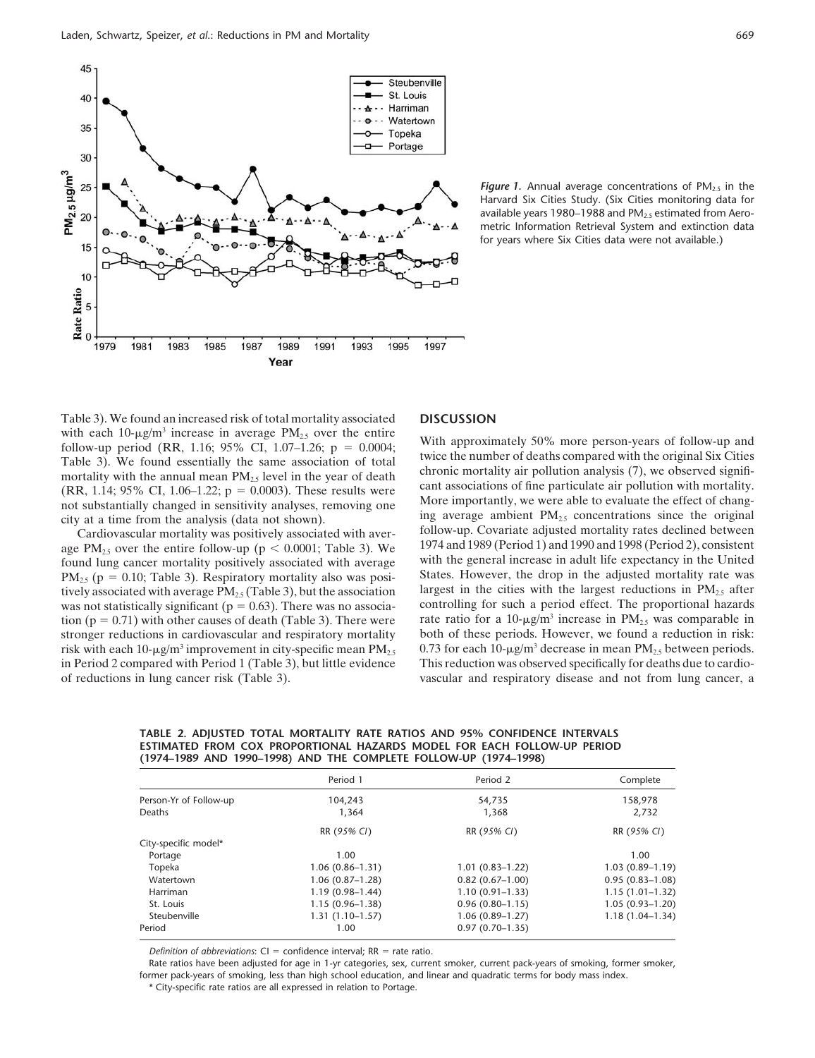*Figure 1.* Annual average concentrations of $PM_{2.5}$ in the Harvard Six Cities Study. (Six Cities monitoring data for available years 1980–1988 and $PM_{2.5}$ estimated from Aerometric Information Retrieval System and extinction data for years where Six Cities data were not available.)

Table 3). We found an increased risk of total mortality associated with each 10-$\mu$g/m$^3$ increase in average $PM_{2.5}$ over the entire follow-up period (RR, 1.16; 95% CI, 1.07–1.26; $p = 0.0004$; Table 3). We found essentially the same association of total mortality with the annual mean $PM_{2.5}$ level in the year of death (RR, 1.14; 95% CI, 1.06–1.22; $p = 0.0003$). These results were not substantially changed in sensitivity analyses, removing one city at a time from the analysis (data not shown).

Cardiovascular mortality was positively associated with average $PM_{2.5}$ over the entire follow-up ($p < 0.0001$; Table 3). We found lung cancer mortality positively associated with average $PM_{2.5}$ ($p = 0.10$; Table 3). Respiratory mortality also was positively associated with average $PM_{2.5}$ (Table 3), but the association was not statistically significant ($p = 0.63$). There was no association ($p = 0.71$) with other causes of death (Table 3). There were stronger reductions in cardiovascular and respiratory mortality risk with each 10-$\mu$g/m$^3$ improvement in city-specific mean $PM_{2.5}$ in Period 2 compared with Period 1 (Table 3), but little evidence of reductions in lung cancer risk (Table 3).

## DISCUSSION

With approximately 50% more person-years of follow-up and twice the number of deaths compared with the original Six Cities chronic mortality air pollution analysis (7), we observed significant associations of fine particulate air pollution with mortality. More importantly, we were able to evaluate the effect of changing average ambient $PM_{2.5}$ concentrations since the original follow-up. Covariate adjusted mortality rates declined between 1974 and 1989 (Period 1) and 1990 and 1998 (Period 2), consistent with the general increase in adult life expectancy in the United States. However, the drop in the adjusted mortality rate was largest in the cities with the largest reductions in $PM_{2.5}$ after controlling for such a period effect. The proportional hazards rate ratio for a 10-$\mu$g/m$^3$ increase in $PM_{2.5}$ was comparable in both of these periods. However, we found a reduction in risk: 0.73 for each 10-$\mu$g/m$^3$ decrease in mean $PM_{2.5}$ between periods. This reduction was observed specifically for deaths due to cardiovascular and respiratory disease and not from lung cancer, a

**TABLE 2. ADJUSTED TOTAL MORTALITY RATE RATIOS AND 95% CONFIDENCE INTERVALS ESTIMATED FROM COX PROPORTIONAL HAZARDS MODEL FOR EACH FOLLOW-UP PERIOD (1974–1989 AND 1990–1998) AND THE COMPLETE FOLLOW-UP (1974–1998)**

| | Period 1 | Period 2 | Complete |
|---|---|---|---|
| Person-Yr of Follow-up | 104,243 | 54,735 | 158,978 |
| Deaths | 1,364 | 1,368 | 2,732 |
| | RR (*95% CI*) | RR (*95% CI*) | RR (*95% CI*) |
| City-specific model* | | | |
| Portage | 1.00 | | 1.00 |
| Topeka | 1.06 (0.86–1.31) | 1.01 (0.83–1.22) | 1.03 (0.89–1.19) |
| Watertown | 1.06 (0.87–1.28) | 0.82 (0.67–1.00) | 0.95 (0.83–1.08) |
| Harriman | 1.19 (0.98–1.44) | 1.10 (0.91–1.33) | 1.15 (1.01–1.32) |
| St. Louis | 1.15 (0.96–1.38) | 0.96 (0.80–1.15) | 1.05 (0.93–1.20) |
| Steubenville | 1.31 (1.10–1.57) | 1.06 (0.89–1.27) | 1.18 (1.04–1.34) |
| Period | 1.00 | 0.97 (0.70–1.35) | |

*Definition of abbreviations*: CI = confidence interval; RR = rate ratio.

Rate ratios have been adjusted for age in 1-yr categories, sex, current smoker, current pack-years of smoking, former smoker, former pack-years of smoking, less than high school education, and linear and quadratic terms for body mass index.

\* City-specific rate ratios are all expressed in relation to Portage.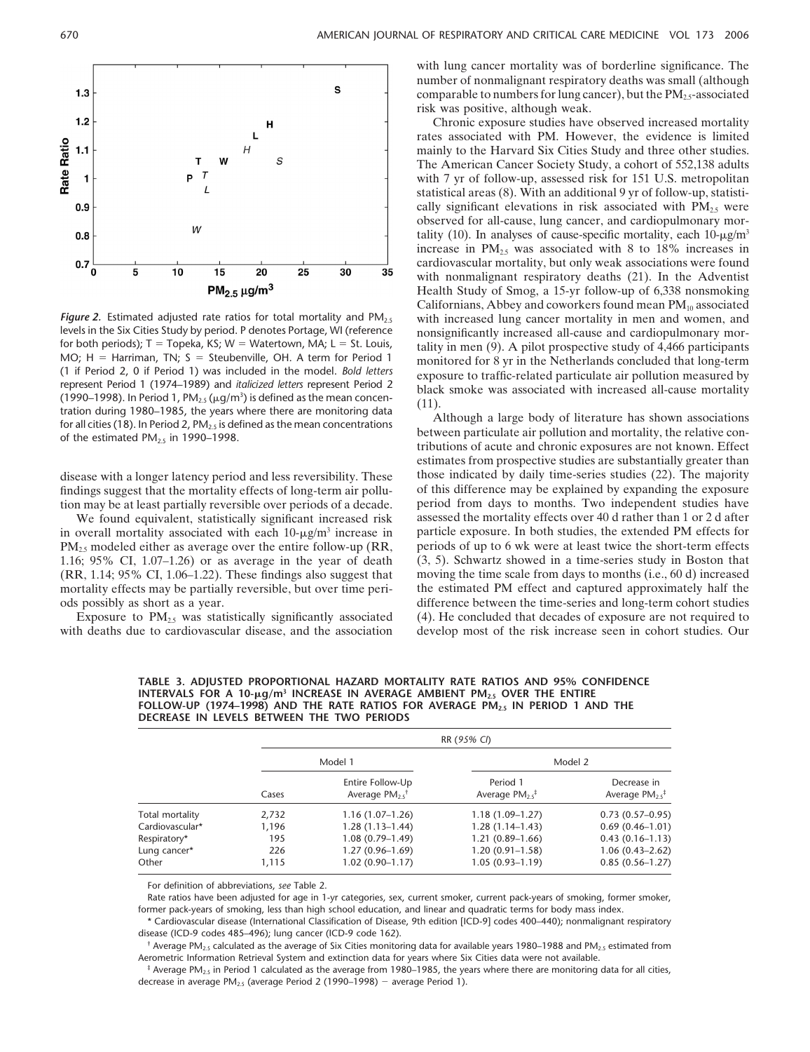*Figure 2.* Estimated adjusted rate ratios for total mortality and $PM_{2.5}$ levels in the Six Cities Study by period. P denotes Portage, WI (reference for both periods); T = Topeka, KS; W = Watertown, MA; L = St. Louis, MO; H = Harriman, TN; S = Steubenville, OH. A term for Period 1 (1 if Period 2, 0 if Period 1) was included in the model. **Bold letters** represent Period 1 (1974–1989) and *italicized letters* represent Period 2 (1990–1998). In Period 1, $PM_{2.5}$ ($\mu g/m^3$) is defined as the mean concentration during 1980–1985, the years where there are monitoring data for all cities (18). In Period 2, $PM_{2.5}$ is defined as the mean concentrations of the estimated $PM_{2.5}$ in 1990–1998.

disease with a longer latency period and less reversibility. These findings suggest that the mortality effects of long-term air pollution may be at least partially reversible over periods of a decade.

We found equivalent, statistically significant increased risk in overall mortality associated with each 10-$\mu g/m^3$ increase in $PM_{2.5}$ modeled either as average over the entire follow-up (RR, 1.16; 95% CI, 1.07–1.26) or as average in the year of death (RR, 1.14; 95% CI, 1.06–1.22). These findings also suggest that mortality effects may be partially reversible, but over time periods possibly as short as a year.

Exposure to $PM_{2.5}$ was statistically significantly associated with deaths due to cardiovascular disease, and the association with lung cancer mortality was of borderline significance. The number of nonmalignant respiratory deaths was small (although comparable to numbers for lung cancer), but the $PM_{2.5}$-associated risk was positive, although weak.

Chronic exposure studies have observed increased mortality rates associated with PM. However, the evidence is limited mainly to the Harvard Six Cities Study and three other studies. The American Cancer Society Study, a cohort of 552,138 adults with 7 yr of follow-up, assessed risk for 151 U.S. metropolitan statistical areas (8). With an additional 9 yr of follow-up, statistically significant elevations in risk associated with $PM_{2.5}$ were observed for all-cause, lung cancer, and cardiopulmonary mortality (10). In analyses of cause-specific mortality, each 10-$\mu g/m^3$ increase in $PM_{2.5}$ was associated with 8 to 18% increases in cardiovascular mortality, but only weak associations were found with nonmalignant respiratory deaths (21). In the Adventist Health Study of Smog, a 15-yr follow-up of 6,338 nonsmoking Californians, Abbey and coworkers found mean $PM_{10}$ associated with increased lung cancer mortality in men and women, and nonsignificantly increased all-cause and cardiopulmonary mortality in men (9). A pilot prospective study of 4,466 participants monitored for 8 yr in the Netherlands concluded that long-term exposure to traffic-related particulate air pollution measured by black smoke was associated with increased all-cause mortality (11).

Although a large body of literature has shown associations between particulate air pollution and mortality, the relative contributions of acute and chronic exposures are not known. Effect estimates from prospective studies are substantially greater than those indicated by daily time-series studies (22). The majority of this difference may be explained by expanding the exposure period from days to months. Two independent studies have assessed the mortality effects over 40 d rather than 1 or 2 d after particle exposure. In both studies, the extended PM effects for periods of up to 6 wk were at least twice the short-term effects (3, 5). Schwartz showed in a time-series study in Boston that moving the time scale from days to months (i.e., 60 d) increased the estimated PM effect and captured approximately half the difference between the time-series and long-term cohort studies (4). He concluded that decades of exposure are not required to develop most of the risk increase seen in cohort studies. Our

**TABLE 3. ADJUSTED PROPORTIONAL HAZARD MORTALITY RATE RATIOS AND 95% CONFIDENCE INTERVALS FOR A 10-$\mu g/m^3$ INCREASE IN AVERAGE AMBIENT $PM_{2.5}$ OVER THE ENTIRE FOLLOW-UP (1974–1998) AND THE RATE RATIOS FOR AVERAGE $PM_{2.5}$ IN PERIOD 1 AND THE DECREASE IN LEVELS BETWEEN THE TWO PERIODS**

| | RR (*95% CI*) | | | |
|---|---|---|---|---|
| | Model 1 | | Model 2 | |
| | Cases | Entire Follow-Up Average $PM_{2.5}$[†] | Period 1 Average $PM_{2.5}$[‡] | Decrease in Average $PM_{2.5}$[‡] |
| Total mortality | 2,732 | 1.16 (1.07–1.26) | 1.18 (1.09–1.27) | 0.73 (0.57–0.95) |
| Cardiovascular* | 1,196 | 1.28 (1.13–1.44) | 1.28 (1.14–1.43) | 0.69 (0.46–1.01) |
| Respiratory* | 195 | 1.08 (0.79–1.49) | 1.21 (0.89–1.66) | 0.43 (0.16–1.13) |
| Lung cancer* | 226 | 1.27 (0.96–1.69) | 1.20 (0.91–1.58) | 1.06 (0.43–2.62) |
| Other | 1,115 | 1.02 (0.90–1.17) | 1.05 (0.93–1.19) | 0.85 (0.56–1.27) |

For definition of abbreviations, *see* Table 2.

Rate ratios have been adjusted for age in 1-yr categories, sex, current smoker, current pack-years of smoking, former smoker, former pack-years of smoking, less than high school education, and linear and quadratic terms for body mass index.

\* Cardiovascular disease (International Classification of Disease, 9th edition [ICD-9] codes 400–440); nonmalignant respiratory disease (ICD-9 codes 485–496); lung cancer (ICD-9 code 162).

† Average $PM_{2.5}$ calculated as the average of Six Cities monitoring data for available years 1980–1988 and $PM_{2.5}$ estimated from Aerometric Information Retrieval System and extinction data for years where Six Cities data were not available.

‡ Average $PM_{2.5}$ in Period 1 calculated as the average from 1980–1985, the years where there are monitoring data for all cities, decrease in average $PM_{2.5}$ (average Period 2 (1990–1998) − average Period 1).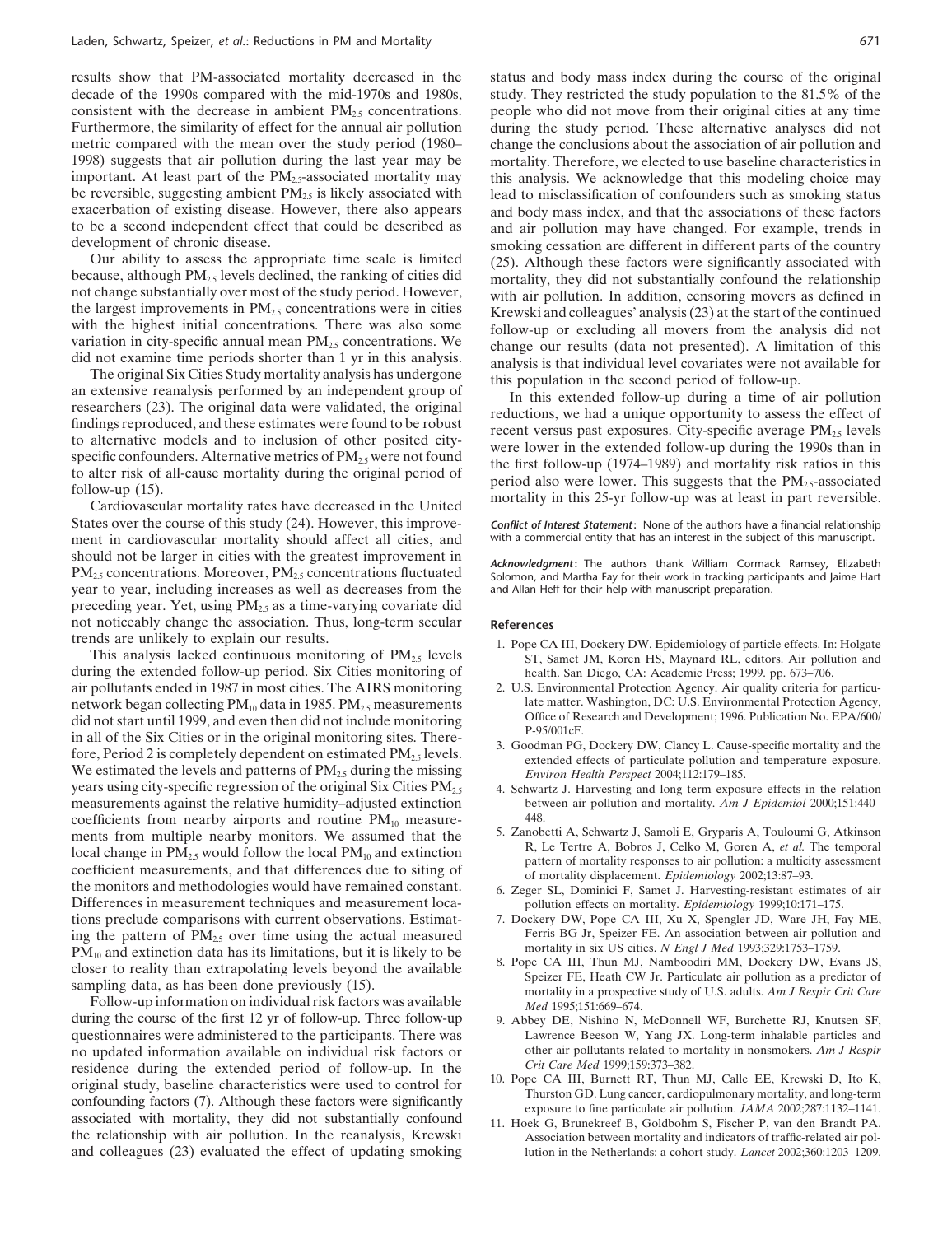results show that PM-associated mortality decreased in the decade of the 1990s compared with the mid-1970s and 1980s, consistent with the decrease in ambient $PM_{2.5}$ concentrations. Furthermore, the similarity of effect for the annual air pollution metric compared with the mean over the study period (1980–1998) suggests that air pollution during the last year may be important. At least part of the $PM_{2.5}$-associated mortality may be reversible, suggesting ambient $PM_{2.5}$ is likely associated with exacerbation of existing disease. However, there also appears to be a second independent effect that could be described as development of chronic disease.

Our ability to assess the appropriate time scale is limited because, although $PM_{2.5}$ levels declined, the ranking of cities did not change substantially over most of the study period. However, the largest improvements in $PM_{2.5}$ concentrations were in cities with the highest initial concentrations. There was also some variation in city-specific annual mean $PM_{2.5}$ concentrations. We did not examine time periods shorter than 1 yr in this analysis.

The original Six Cities Study mortality analysis has undergone an extensive reanalysis performed by an independent group of researchers (23). The original data were validated, the original findings reproduced, and these estimates were found to be robust to alternative models and to inclusion of other posited city-specific confounders. Alternative metrics of $PM_{2.5}$ were not found to alter risk of all-cause mortality during the original period of follow-up (15).

Cardiovascular mortality rates have decreased in the United States over the course of this study (24). However, this improvement in cardiovascular mortality should affect all cities, and should not be larger in cities with the greatest improvement in $PM_{2.5}$ concentrations. Moreover, $PM_{2.5}$ concentrations fluctuated year to year, including increases as well as decreases from the preceding year. Yet, using $PM_{2.5}$ as a time-varying covariate did not noticeably change the association. Thus, long-term secular trends are unlikely to explain our results.

This analysis lacked continuous monitoring of $PM_{2.5}$ levels during the extended follow-up period. Six Cities monitoring of air pollutants ended in 1987 in most cities. The AIRS monitoring network began collecting $PM_{10}$ data in 1985. $PM_{2.5}$ measurements did not start until 1999, and even then did not include monitoring in all of the Six Cities or in the original monitoring sites. Therefore, Period 2 is completely dependent on estimated $PM_{2.5}$ levels. We estimated the levels and patterns of $PM_{2.5}$ during the missing years using city-specific regression of the original Six Cities $PM_{2.5}$ measurements against the relative humidity–adjusted extinction coefficients from nearby airports and routine $PM_{10}$ measurements from multiple nearby monitors. We assumed that the local change in $PM_{2.5}$ would follow the local $PM_{10}$ and extinction coefficient measurements, and that differences due to siting of the monitors and methodologies would have remained constant. Differences in measurement techniques and measurement locations preclude comparisons with current observations. Estimating the pattern of $PM_{2.5}$ over time using the actual measured $PM_{10}$ and extinction data has its limitations, but it is likely to be closer to reality than extrapolating levels beyond the available sampling data, as has been done previously (15).

Follow-up information on individual risk factors was available during the course of the first 12 yr of follow-up. Three follow-up questionnaires were administered to the participants. There was no updated information available on individual risk factors or residence during the extended period of follow-up. In the original study, baseline characteristics were used to control for confounding factors (7). Although these factors were significantly associated with mortality, they did not substantially confound the relationship with air pollution. In the reanalysis, Krewski and colleagues (23) evaluated the effect of updating smoking status and body mass index during the course of the original study. They restricted the study population to the 81.5% of the people who did not move from their original cities at any time during the study period. These alternative analyses did not change the conclusions about the association of air pollution and mortality. Therefore, we elected to use baseline characteristics in this analysis. We acknowledge that this modeling choice may lead to misclassification of confounders such as smoking status and body mass index, and that the associations of these factors and air pollution may have changed. For example, trends in smoking cessation are different in different parts of the country (25). Although these factors were significantly associated with mortality, they did not substantially confound the relationship with air pollution. In addition, censoring movers as defined in Krewski and colleagues' analysis (23) at the start of the continued follow-up or excluding all movers from the analysis did not change our results (data not presented). A limitation of this analysis is that individual level covariates were not available for this population in the second period of follow-up.

In this extended follow-up during a time of air pollution reductions, we had a unique opportunity to assess the effect of recent versus past exposures. City-specific average $PM_{2.5}$ levels were lower in the extended follow-up during the 1990s than in the first follow-up (1974–1989) and mortality risk ratios in this period also were lower. This suggests that the $PM_{2.5}$-associated mortality in this 25-yr follow-up was at least in part reversible.

***Conflict of Interest Statement*:** None of the authors have a financial relationship with a commercial entity that has an interest in the subject of this manuscript.

***Acknowledgment*:** The authors thank William Cormack Ramsey, Elizabeth Solomon, and Martha Fay for their work in tracking participants and Jaime Hart and Allan Heff for their help with manuscript preparation.

## References

1. Pope CA III, Dockery DW. Epidemiology of particle effects. In: Holgate ST, Samet JM, Koren HS, Maynard RL, editors. Air pollution and health. San Diego, CA: Academic Press; 1999. pp. 673–706.
2. U.S. Environmental Protection Agency. Air quality criteria for particulate matter. Washington, DC: U.S. Environmental Protection Agency, Office of Research and Development; 1996. Publication No. EPA/600/P-95/001cF.
3. Goodman PG, Dockery DW, Clancy L. Cause-specific mortality and the extended effects of particulate pollution and temperature exposure. *Environ Health Perspect* 2004;112:179–185.
4. Schwartz J. Harvesting and long term exposure effects in the relation between air pollution and mortality. *Am J Epidemiol* 2000;151:440–448.
5. Zanobetti A, Schwartz J, Samoli E, Gryparis A, Touloumi G, Atkinson R, Le Tertre A, Bobros J, Celko M, Goren A, *et al.* The temporal pattern of mortality responses to air pollution: a multicity assessment of mortality displacement. *Epidemiology* 2002;13:87–93.
6. Zeger SL, Dominici F, Samet J. Harvesting-resistant estimates of air pollution effects on mortality. *Epidemiology* 1999;10:171–175.
7. Dockery DW, Pope CA III, Xu X, Spengler JD, Ware JH, Fay ME, Ferris BG Jr, Speizer FE. An association between air pollution and mortality in six US cities. *N Engl J Med* 1993;329:1753–1759.
8. Pope CA III, Thun MJ, Namboodiri MM, Dockery DW, Evans JS, Speizer FE, Heath CW Jr. Particulate air pollution as a predictor of mortality in a prospective study of U.S. adults. *Am J Respir Crit Care Med* 1995;151:669–674.
9. Abbey DE, Nishino N, McDonnell WF, Burchette RJ, Knutsen SF, Lawrence Beeson W, Yang JX. Long-term inhalable particles and other air pollutants related to mortality in nonsmokers. *Am J Respir Crit Care Med* 1999;159:373–382.
10. Pope CA III, Burnett RT, Thun MJ, Calle EE, Krewski D, Ito K, Thurston GD. Lung cancer, cardiopulmonary mortality, and long-term exposure to fine particulate air pollution. *JAMA* 2002;287:1132–1141.
11. Hoek G, Brunekreef B, Goldbohm S, Fischer P, van den Brandt PA. Association between mortality and indicators of traffic-related air pollution in the Netherlands: a cohort study. *Lancet* 2002;360:1203–1209.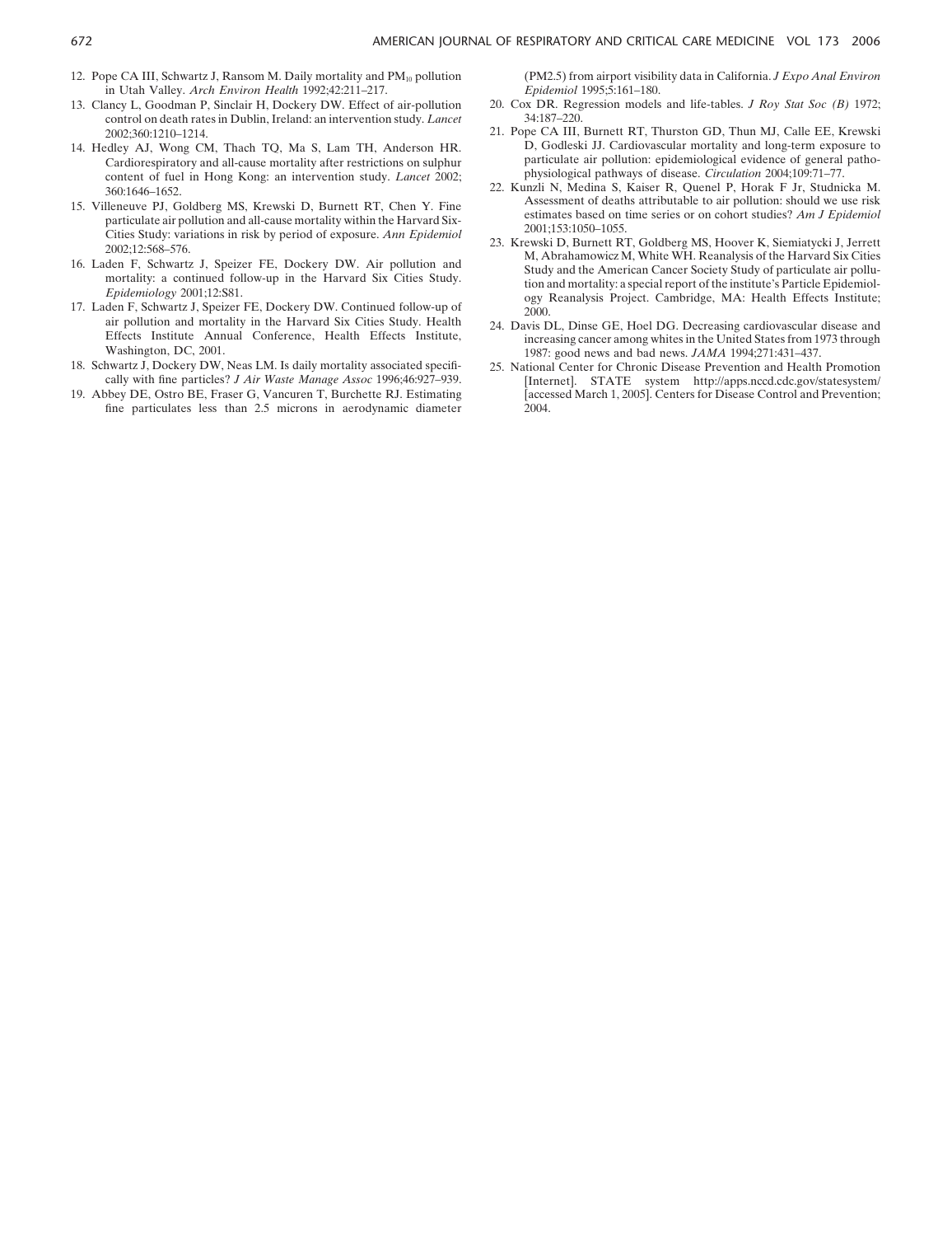12. Pope CA III, Schwartz J, Ransom M. Daily mortality and $PM_{10}$ pollution in Utah Valley. *Arch Environ Health* 1992;42:211–217.
13. Clancy L, Goodman P, Sinclair H, Dockery DW. Effect of air-pollution control on death rates in Dublin, Ireland: an intervention study. *Lancet* 2002;360:1210–1214.
14. Hedley AJ, Wong CM, Thach TQ, Ma S, Lam TH, Anderson HR. Cardiorespiratory and all-cause mortality after restrictions on sulphur content of fuel in Hong Kong: an intervention study. *Lancet* 2002; 360:1646–1652.
15. Villeneuve PJ, Goldberg MS, Krewski D, Burnett RT, Chen Y. Fine particulate air pollution and all-cause mortality within the Harvard Six-Cities Study: variations in risk by period of exposure. *Ann Epidemiol* 2002;12:568–576.
16. Laden F, Schwartz J, Speizer FE, Dockery DW. Air pollution and mortality: a continued follow-up in the Harvard Six Cities Study. *Epidemiology* 2001;12:S81.
17. Laden F, Schwartz J, Speizer FE, Dockery DW. Continued follow-up of air pollution and mortality in the Harvard Six Cities Study. Health Effects Institute Annual Conference, Health Effects Institute, Washington, DC, 2001.
18. Schwartz J, Dockery DW, Neas LM. Is daily mortality associated specifically with fine particles? *J Air Waste Manage Assoc* 1996;46:927–939.
19. Abbey DE, Ostro BE, Fraser G, Vancuren T, Burchette RJ. Estimating fine particulates less than 2.5 microns in aerodynamic diameter (PM2.5) from airport visibility data in California. *J Expo Anal Environ Epidemiol* 1995;5:161–180.
20. Cox DR. Regression models and life-tables. *J Roy Stat Soc (B)* 1972; 34:187–220.
21. Pope CA III, Burnett RT, Thurston GD, Thun MJ, Calle EE, Krewski D, Godleski JJ. Cardiovascular mortality and long-term exposure to particulate air pollution: epidemiological evidence of general pathophysiological pathways of disease. *Circulation* 2004;109:71–77.
22. Kunzli N, Medina S, Kaiser R, Quenel P, Horak F Jr, Studnicka M. Assessment of deaths attributable to air pollution: should we use risk estimates based on time series or on cohort studies? *Am J Epidemiol* 2001;153:1050–1055.
23. Krewski D, Burnett RT, Goldberg MS, Hoover K, Siemiatycki J, Jerrett M, Abrahamowicz M, White WH. Reanalysis of the Harvard Six Cities Study and the American Cancer Society Study of particulate air pollution and mortality: a special report of the institute's Particle Epidemiology Reanalysis Project. Cambridge, MA: Health Effects Institute; 2000.
24. Davis DL, Dinse GE, Hoel DG. Decreasing cardiovascular disease and increasing cancer among whites in the United States from 1973 through 1987: good news and bad news. *JAMA* 1994;271:431–437.
25. National Center for Chronic Disease Prevention and Health Promotion [Internet]. STATE system http://apps.nccd.cdc.gov/statesystem/ [accessed March 1, 2005]. Centers for Disease Control and Prevention; 2004.